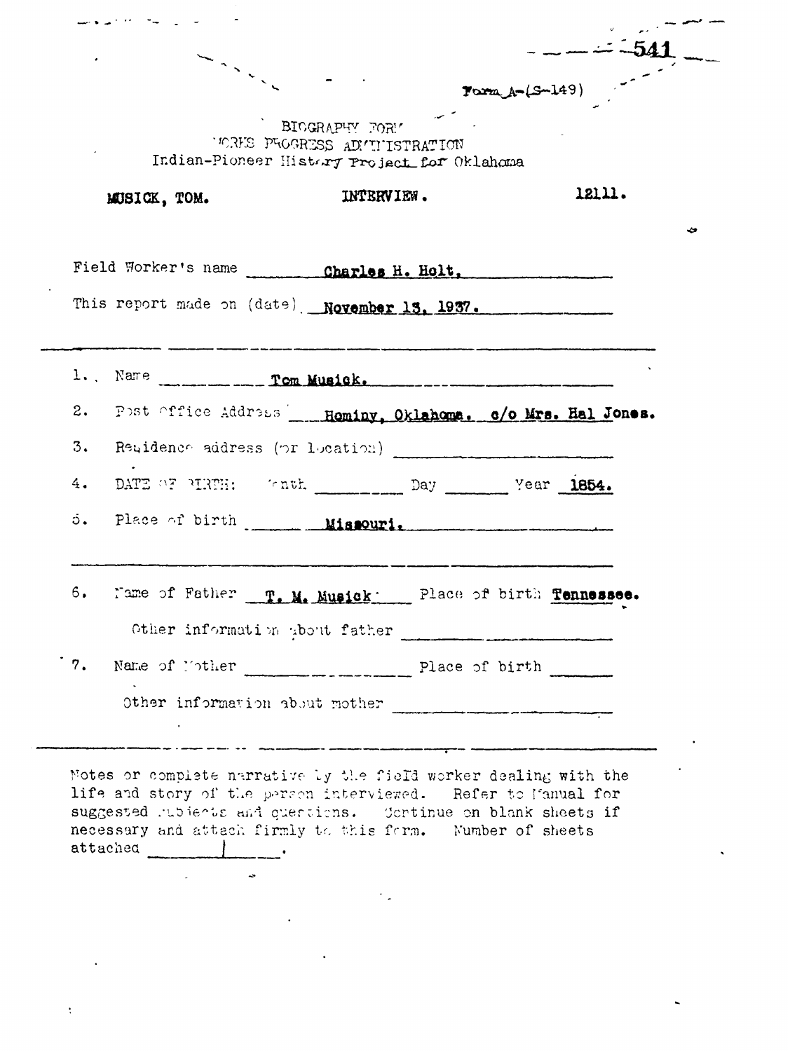541

Form A-(S-149)

BIOGRAPHY FORM
WORKS PROGRESS ADMINISTRATION
Indian-Pioneer History Project for Oklahoma

**MUSICK, TOM.** **INTERVIEW.** **12111.**

Field Worker's name **Charles H. Holt.**

This report made on (date) **November 13, 1937.**

1. Name **Tom Musick.**
2. Post Office Address **Hominy, Oklahoma. c/o Mrs. Hal Jones.**
3. Residence address (or location) ____________
4. DATE OF BIRTH: Month ________ Day ________ Year **1854.**
5. Place of birth **Missouri.**

6. Name of Father **T. M. Musick** Place of birth **Tennessee.**

   Other information about father ____________

7. Name of Mother ____________ Place of birth ________

   Other information about mother ____________

Notes or complete narrative by the field worker dealing with the life and story of the person interviewed. Refer to Manual for suggested subjects and questions. Continue on blank sheets if necessary and attach firmly to this form. Number of sheets attached **1**.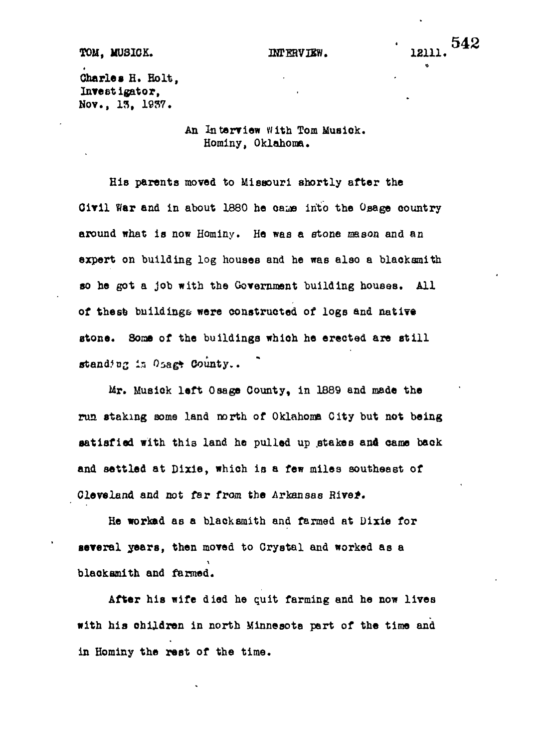TOM, MUSICK. INTERVIEW. 12111.

Charles H. Holt,
Investigator,
Nov., 13, 1937.

An Interview With Tom Musick.
Hominy, Oklahoma.

His parents moved to Missouri shortly after the Civil War and in about 1880 he came into the Osage country around what is now Hominy. He was a stone mason and an expert on building log houses and he was also a blacksmith so he got a job with the Government building houses. All of these buildings were constructed of logs and native stone. Some of the buildings which he erected are still standing in Osage County..

Mr. Musick left Osage County, in 1889 and made the run staking some land north of Oklahoma City but not being satisfied with this land he pulled up stakes and came back and settled at Dixie, which is a few miles southeast of Cleveland and not far from the Arkansas River.

He worked as a blacksmith and farmed at Dixie for several years, then moved to Crystal and worked as a blacksmith and farmed.

After his wife died he quit farming and he now lives with his children in north Minnesota part of the time and in Hominy the rest of the time.